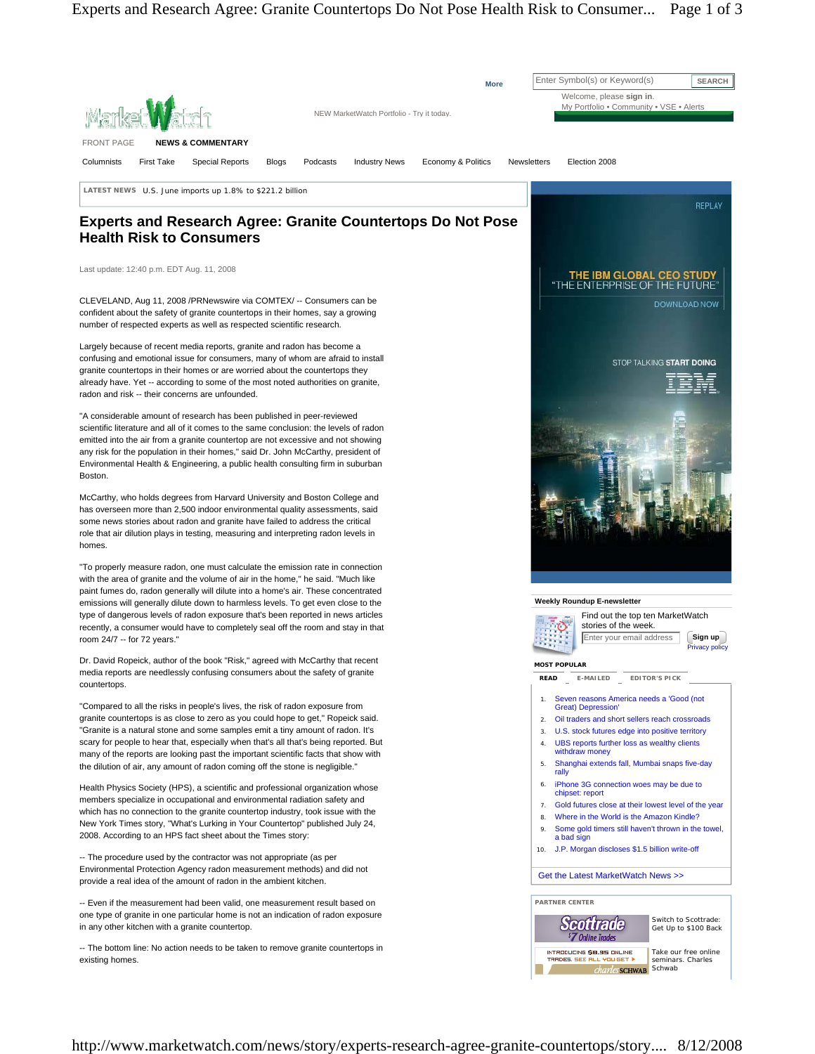# Experts and Research Agree: Granite Countertops Do Not Pose Health Risk to Consumers

Last update: 12:40 p.m. EDT Aug. 11, 2008

CLEVELAND, Aug 11, 2008 /PRNewswire via COMTEX/ -- Consumers can be confident about the safety of granite countertops in their homes, say a growing number of respected experts as well as respected scientific research.

Largely because of recent media reports, granite and radon has become a confusing and emotional issue for consumers, many of whom are afraid to install granite countertops in their homes or are worried about the countertops they already have. Yet -- according to some of the most noted authorities on granite, radon and risk -- their concerns are unfounded.

"A considerable amount of research has been published in peer-reviewed scientific literature and all of it comes to the same conclusion: the levels of radon emitted into the air from a granite countertop are not excessive and not showing any risk for the population in their homes," said Dr. John McCarthy, president of Environmental Health & Engineering, a public health consulting firm in suburban Boston.

McCarthy, who holds degrees from Harvard University and Boston College and has overseen more than 2,500 indoor environmental quality assessments, said some news stories about radon and granite have failed to address the critical role that air dilution plays in testing, measuring and interpreting radon levels in homes.

"To properly measure radon, one must calculate the emission rate in connection with the area of granite and the volume of air in the home," he said. "Much like paint fumes do, radon generally will dilute into a home's air. These concentrated emissions will generally dilute down to harmless levels. To get even close to the type of dangerous levels of radon exposure that's been reported in news articles recently, a consumer would have to completely seal off the room and stay in that room 24/7 -- for 72 years."

Dr. David Ropeick, author of the book "Risk," agreed with McCarthy that recent media reports are needlessly confusing consumers about the safety of granite countertops.

"Compared to all the risks in people's lives, the risk of radon exposure from granite countertops is as close to zero as you could hope to get," Ropeick said. "Granite is a natural stone and some samples emit a tiny amount of radon. It's scary for people to hear that, especially when that's all that's being reported. But many of the reports are looking past the important scientific facts that show with the dilution of air, any amount of radon coming off the stone is negligible."

Health Physics Society (HPS), a scientific and professional organization whose members specialize in occupational and environmental radiation safety and which has no connection to the granite countertop industry, took issue with the New York Times story, "What's Lurking in Your Countertop" published July 24, 2008. According to an HPS fact sheet about the Times story:

-- The procedure used by the contractor was not appropriate (as per Environmental Protection Agency radon measurement methods) and did not provide a real idea of the amount of radon in the ambient kitchen.

-- Even if the measurement had been valid, one measurement result based on one type of granite in one particular home is not an indication of radon exposure in any other kitchen with a granite countertop.

-- The bottom line: No action needs to be taken to remove granite countertops in existing homes.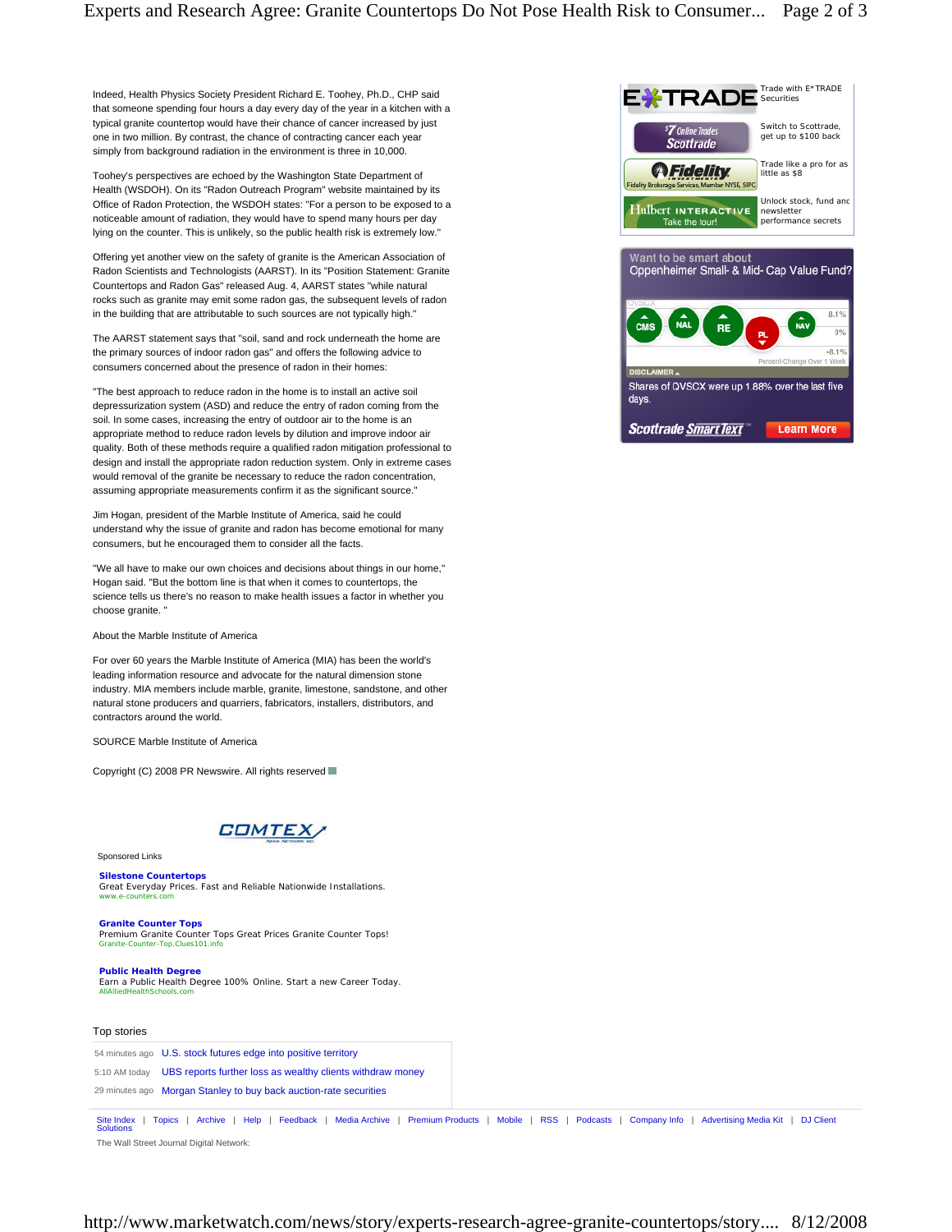Indeed, Health Physics Society President Richard E. Toohey, Ph.D., CHP said that someone spending four hours a day every day of the year in a kitchen with a typical granite countertop would have their chance of cancer increased by just one in two million. By contrast, the chance of contracting cancer each year simply from background radiation in the environment is three in 10,000.

Toohey's perspectives are echoed by the Washington State Department of Health (WSDOH). On its "Radon Outreach Program" website maintained by its Office of Radon Protection, the WSDOH states: "For a person to be exposed to a noticeable amount of radiation, they would have to spend many hours per day lying on the counter. This is unlikely, so the public health risk is extremely low."

Offering yet another view on the safety of granite is the American Association of Radon Scientists and Technologists (AARST). In its "Position Statement: Granite Countertops and Radon Gas" released Aug. 4, AARST states "while natural rocks such as granite may emit some radon gas, the subsequent levels of radon in the building that are attributable to such sources are not typically high."

The AARST statement says that "soil, sand and rock underneath the home are the primary sources of indoor radon gas" and offers the following advice to consumers concerned about the presence of radon in their homes:

"The best approach to reduce radon in the home is to install an active soil depressurization system (ASD) and reduce the entry of radon coming from the soil. In some cases, increasing the entry of outdoor air to the home is an appropriate method to reduce radon levels by dilution and improve indoor air quality. Both of these methods require a qualified radon mitigation professional to design and install the appropriate radon reduction system. Only in extreme cases would removal of the granite be necessary to reduce the radon concentration, assuming appropriate measurements confirm it as the significant source."

Jim Hogan, president of the Marble Institute of America, said he could understand why the issue of granite and radon has become emotional for many consumers, but he encouraged them to consider all the facts.

"We all have to make our own choices and decisions about things in our home," Hogan said. "But the bottom line is that when it comes to countertops, the science tells us there's no reason to make health issues a factor in whether you choose granite. "

About the Marble Institute of America

For over 60 years the Marble Institute of America (MIA) has been the world's leading information resource and advocate for the natural dimension stone industry. MIA members include marble, granite, limestone, sandstone, and other natural stone producers and quarriers, fabricators, installers, distributors, and contractors around the world.

SOURCE Marble Institute of America

Copyright (C) 2008 PR Newswire. All rights reserved